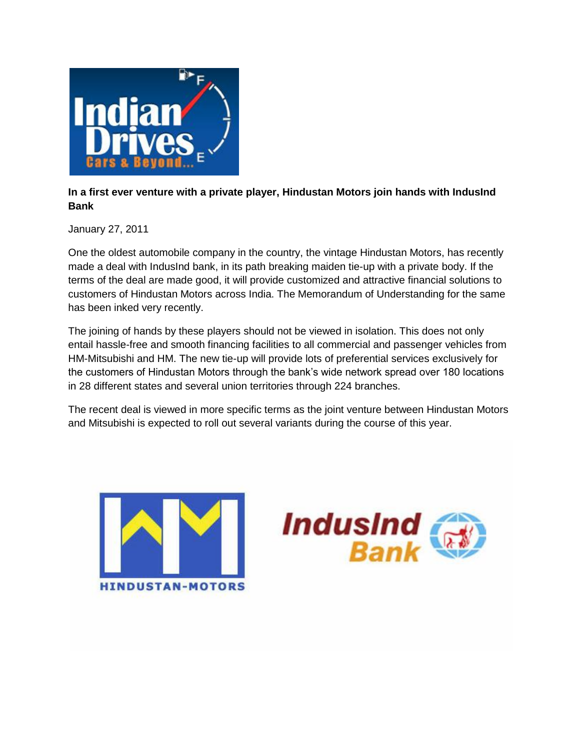**In a first ever venture with a private player, Hindustan Motors join hands with IndusInd Bank**

January 27, 2011

One the oldest automobile company in the country, the vintage Hindustan Motors, has recently made a deal with IndusInd bank, in its path breaking maiden tie-up with a private body. If the terms of the deal are made good, it will provide customized and attractive financial solutions to customers of Hindustan Motors across India. The Memorandum of Understanding for the same has been inked very recently.

The joining of hands by these players should not be viewed in isolation. This does not only entail hassle-free and smooth financing facilities to all commercial and passenger vehicles from HM-Mitsubishi and HM. The new tie-up will provide lots of preferential services exclusively for the customers of Hindustan Motors through the bank's wide network spread over 180 locations in 28 different states and several union territories through 224 branches.

The recent deal is viewed in more specific terms as the joint venture between Hindustan Motors and Mitsubishi is expected to roll out several variants during the course of this year.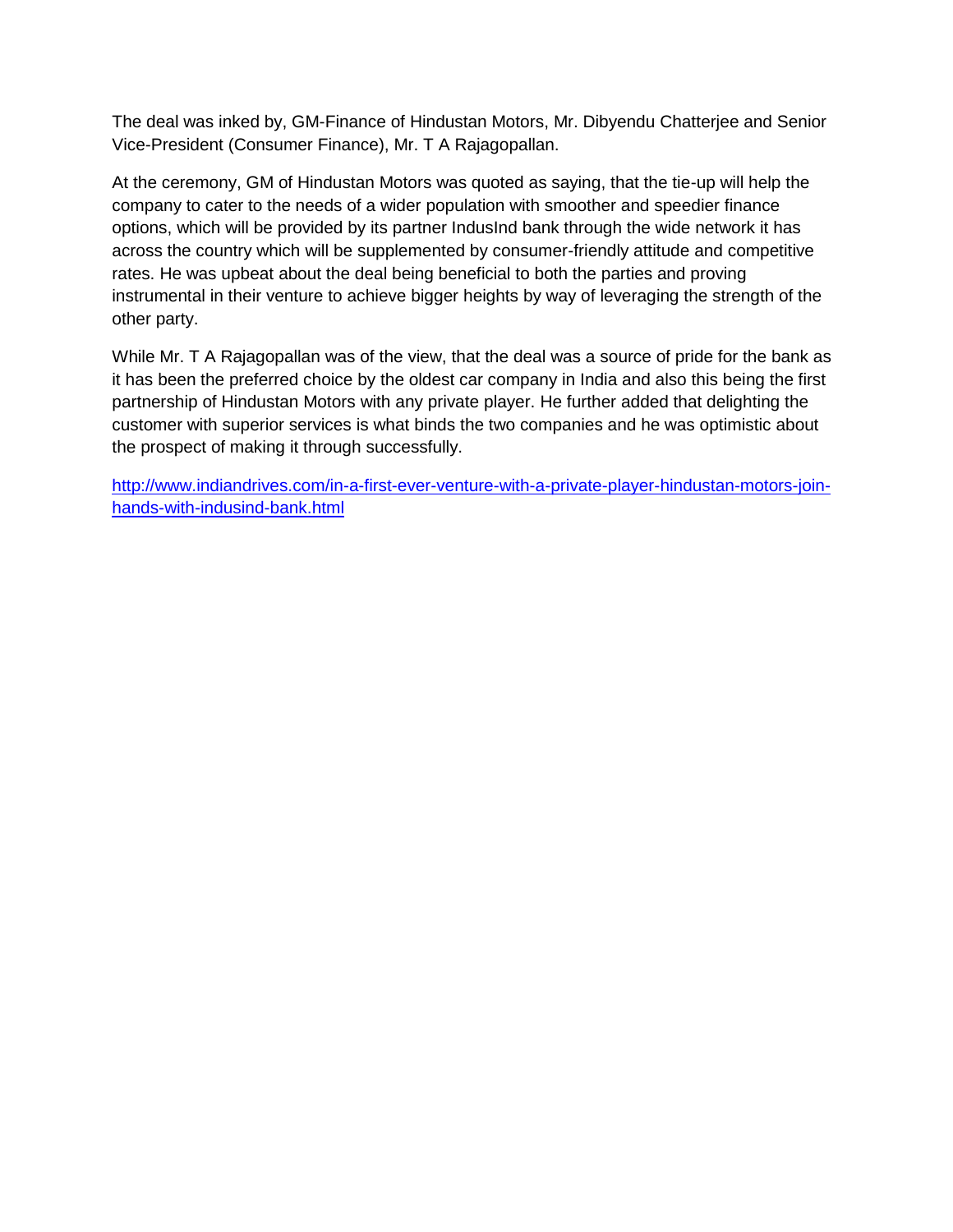The deal was inked by, GM-Finance of Hindustan Motors, Mr. Dibyendu Chatterjee and Senior Vice-President (Consumer Finance), Mr. T A Rajagopallan.

At the ceremony, GM of Hindustan Motors was quoted as saying, that the tie-up will help the company to cater to the needs of a wider population with smoother and speedier finance options, which will be provided by its partner IndusInd bank through the wide network it has across the country which will be supplemented by consumer-friendly attitude and competitive rates. He was upbeat about the deal being beneficial to both the parties and proving instrumental in their venture to achieve bigger heights by way of leveraging the strength of the other party.

While Mr. T A Rajagopallan was of the view, that the deal was a source of pride for the bank as it has been the preferred choice by the oldest car company in India and also this being the first partnership of Hindustan Motors with any private player. He further added that delighting the customer with superior services is what binds the two companies and he was optimistic about the prospect of making it through successfully.

[http://www.indiandrives.com/in-a-first-ever-venture-with-a-private-player-hindustan-motors-join-hands-with-indusind-bank.html](http://www.indiandrives.com/in-a-first-ever-venture-with-a-private-player-hindustan-motors-join-hands-with-indusind-bank.html)